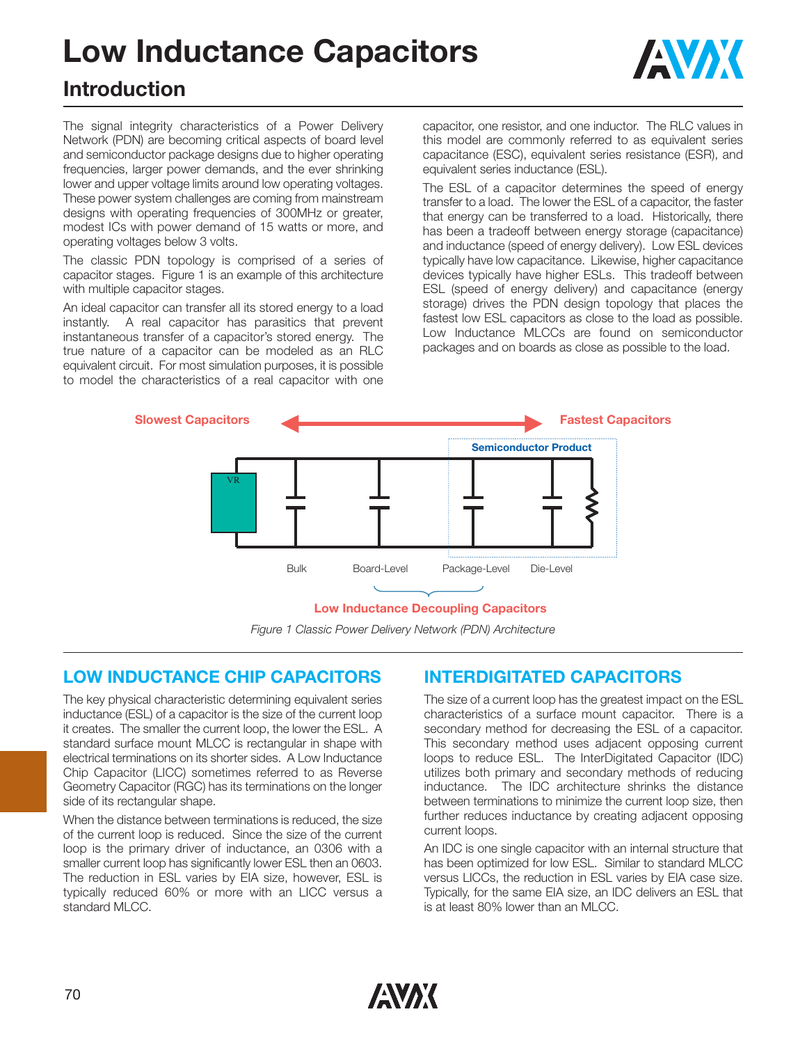# Low Inductance Capacitors

## Introduction

The signal integrity characteristics of a Power Delivery Network (PDN) are becoming critical aspects of board level and semiconductor package designs due to higher operating frequencies, larger power demands, and the ever shrinking lower and upper voltage limits around low operating voltages. These power system challenges are coming from mainstream designs with operating frequencies of 300MHz or greater, modest ICs with power demand of 15 watts or more, and operating voltages below 3 volts.

The classic PDN topology is comprised of a series of capacitor stages. Figure 1 is an example of this architecture with multiple capacitor stages.

An ideal capacitor can transfer all its stored energy to a load instantly. A real capacitor has parasitics that prevent instantaneous transfer of a capacitor's stored energy. The true nature of a capacitor can be modeled as an RLC equivalent circuit. For most simulation purposes, it is possible to model the characteristics of a real capacitor with one capacitor, one resistor, and one inductor. The RLC values in this model are commonly referred to as equivalent series capacitance (ESC), equivalent series resistance (ESR), and equivalent series inductance (ESL).

The ESL of a capacitor determines the speed of energy transfer to a load. The lower the ESL of a capacitor, the faster that energy can be transferred to a load. Historically, there has been a tradeoff between energy storage (capacitance) and inductance (speed of energy delivery). Low ESL devices typically have low capacitance. Likewise, higher capacitance devices typically have higher ESLs. This tradeoff between ESL (speed of energy delivery) and capacitance (energy storage) drives the PDN design topology that places the fastest low ESL capacitors as close to the load as possible. Low Inductance MLCCs are found on semiconductor packages and on boards as close as possible to the load.

Slowest Capacitors ⟷ Fastest Capacitors

Semiconductor Product

VR

Bulk | Board-Level | Package-Level | Die-Level

Low Inductance Decoupling Capacitors

*Figure 1 Classic Power Delivery Network (PDN) Architecture*

## LOW INDUCTANCE CHIP CAPACITORS

The key physical characteristic determining equivalent series inductance (ESL) of a capacitor is the size of the current loop it creates. The smaller the current loop, the lower the ESL. A standard surface mount MLCC is rectangular in shape with electrical terminations on its shorter sides. A Low Inductance Chip Capacitor (LICC) sometimes referred to as Reverse Geometry Capacitor (RGC) has its terminations on the longer side of its rectangular shape.

When the distance between terminations is reduced, the size of the current loop is reduced. Since the size of the current loop is the primary driver of inductance, an 0306 with a smaller current loop has significantly lower ESL then an 0603. The reduction in ESL varies by EIA size, however, ESL is typically reduced 60% or more with an LICC versus a standard MLCC.

## INTERDIGITATED CAPACITORS

The size of a current loop has the greatest impact on the ESL characteristics of a surface mount capacitor. There is a secondary method for decreasing the ESL of a capacitor. This secondary method uses adjacent opposing current loops to reduce ESL. The InterDigitated Capacitor (IDC) utilizes both primary and secondary methods of reducing inductance. The IDC architecture shrinks the distance between terminations to minimize the current loop size, then further reduces inductance by creating adjacent opposing current loops.

An IDC is one single capacitor with an internal structure that has been optimized for low ESL. Similar to standard MLCC versus LICCs, the reduction in ESL varies by EIA case size. Typically, for the same EIA size, an IDC delivers an ESL that is at least 80% lower than an MLCC.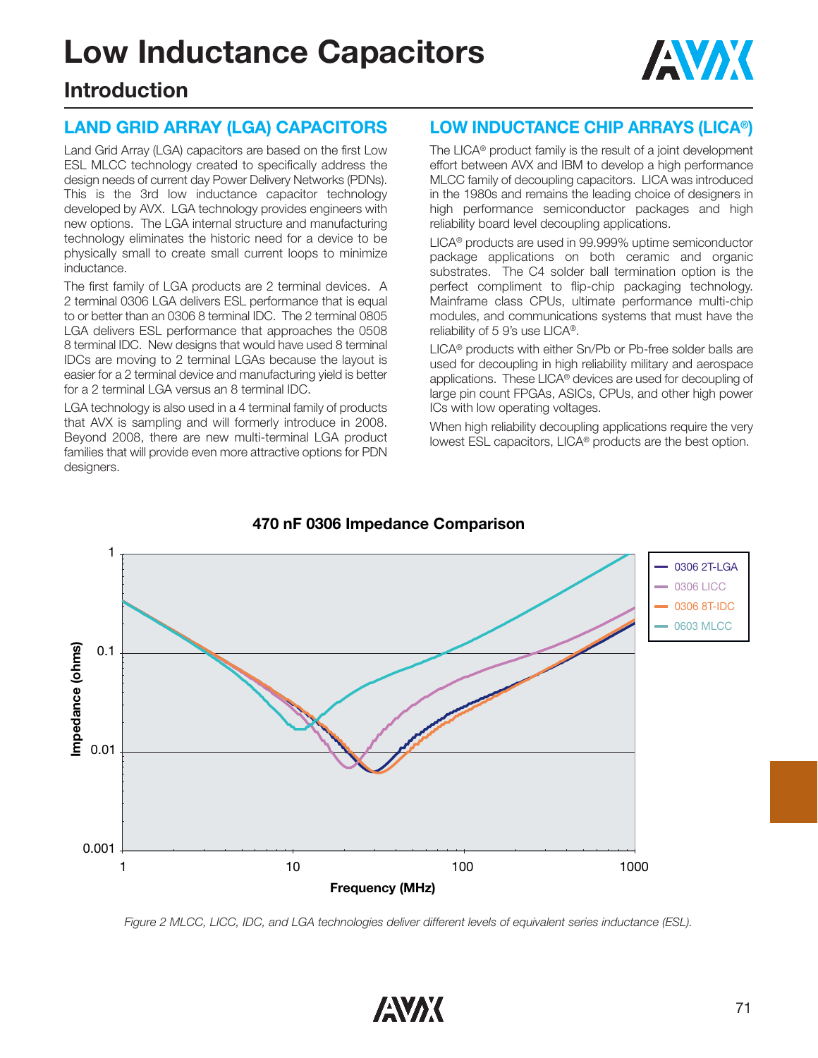# Low Inductance Capacitors

## Introduction

### LAND GRID ARRAY (LGA) CAPACITORS

Land Grid Array (LGA) capacitors are based on the first Low ESL MLCC technology created to specifically address the design needs of current day Power Delivery Networks (PDNs). This is the 3rd low inductance capacitor technology developed by AVX. LGA technology provides engineers with new options. The LGA internal structure and manufacturing technology eliminates the historic need for a device to be physically small to create small current loops to minimize inductance.

The first family of LGA products are 2 terminal devices. A 2 terminal 0306 LGA delivers ESL performance that is equal to or better than an 0306 8 terminal IDC. The 2 terminal 0805 LGA delivers ESL performance that approaches the 0508 8 terminal IDC. New designs that would have used 8 terminal IDCs are moving to 2 terminal LGAs because the layout is easier for a 2 terminal device and manufacturing yield is better for a 2 terminal LGA versus an 8 terminal IDC.

LGA technology is also used in a 4 terminal family of products that AVX is sampling and will formerly introduce in 2008. Beyond 2008, there are new multi-terminal LGA product families that will provide even more attractive options for PDN designers.

### LOW INDUCTANCE CHIP ARRAYS (LICA®)

The LICA® product family is the result of a joint development effort between AVX and IBM to develop a high performance MLCC family of decoupling capacitors. LICA was introduced in the 1980s and remains the leading choice of designers in high performance semiconductor packages and high reliability board level decoupling applications.

LICA® products are used in 99.999% uptime semiconductor package applications on both ceramic and organic substrates. The C4 solder ball termination option is the perfect compliment to flip-chip packaging technology. Mainframe class CPUs, ultimate performance multi-chip modules, and communications systems that must have the reliability of 5 9's use LICA®.

LICA® products with either Sn/Pb or Pb-free solder balls are used for decoupling in high reliability military and aerospace applications. These LICA® devices are used for decoupling of large pin count FPGAs, ASICs, CPUs, and other high power ICs with low operating voltages.

When high reliability decoupling applications require the very lowest ESL capacitors, LICA® products are the best option.

**470 nF 0306 Impedance Comparison**

*Figure 2 MLCC, LICC, IDC, and LGA technologies deliver different levels of equivalent series inductance (ESL).*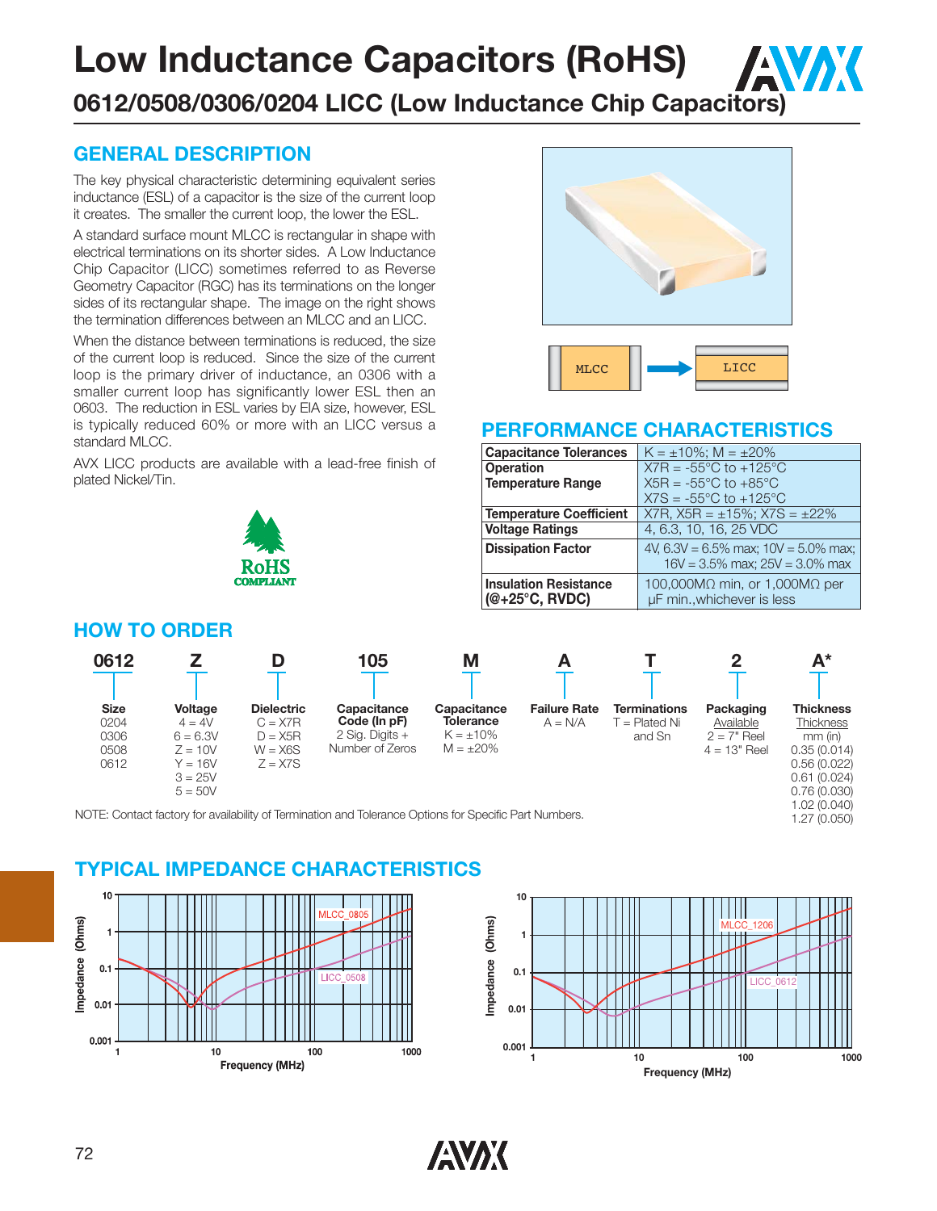# Low Inductance Capacitors (RoHS)

## 0612/0508/0306/0204 LICC (Low Inductance Chip Capacitors)

## GENERAL DESCRIPTION

The key physical characteristic determining equivalent series inductance (ESL) of a capacitor is the size of the current loop it creates. The smaller the current loop, the lower the ESL.

A standard surface mount MLCC is rectangular in shape with electrical terminations on its shorter sides. A Low Inductance Chip Capacitor (LICC) sometimes referred to as Reverse Geometry Capacitor (RGC) has its terminations on the longer sides of its rectangular shape. The image on the right shows the termination differences between an MLCC and an LICC.

When the distance between terminations is reduced, the size of the current loop is reduced. Since the size of the current loop is the primary driver of inductance, an 0306 with a smaller current loop has significantly lower ESL then an 0603. The reduction in ESL varies by EIA size, however, ESL is typically reduced 60% or more with an LICC versus a standard MLCC.

AVX LICC products are available with a lead-free finish of plated Nickel/Tin.

MLCC → LICC

## PERFORMANCE CHARACTERISTICS

| | |
|---|---|
| **Capacitance Tolerances** | K = ±10%; M = ±20% |
| **Operation Temperature Range** | X7R = -55°C to +125°C<br>X5R = -55°C to +85°C<br>X7S = -55°C to +125°C |
| **Temperature Coefficient** | X7R, X5R = ±15%; X7S = ±22% |
| **Voltage Ratings** | 4, 6.3, 10, 16, 25 VDC |
| **Dissipation Factor** | 4V, 6.3V = 6.5% max; 10V = 5.0% max; 16V = 3.5% max; 25V = 3.0% max |
| **Insulation Resistance (@+25°C, RVDC)** | 100,000MΩ min, or 1,000MΩ per µF min.,whichever is less |

## HOW TO ORDER

| 0612 | Z | D | 105 | M | A | T | 2 | A* |
|---|---|---|---|---|---|---|---|---|
| **Size**<br>0204<br>0306<br>0508<br>0612 | **Voltage**<br>4 = 4V<br>6 = 6.3V<br>Z = 10V<br>Y = 16V<br>3 = 25V<br>5 = 50V | **Dielectric**<br>C = X7R<br>D = X5R<br>W = X6S<br>Z = X7S | **Capacitance Code (In pF)**<br>2 Sig. Digits + Number of Zeros | **Capacitance Tolerance**<br>K = ±10%<br>M = ±20% | **Failure Rate**<br>A = N/A | **Terminations**<br>T = Plated Ni and Sn | **Packaging**<br>Available<br>2 = 7" Reel<br>4 = 13" Reel | **Thickness**<br>Thickness<br>mm (in)<br>0.35 (0.014)<br>0.56 (0.022)<br>0.61 (0.024)<br>0.76 (0.030)<br>1.02 (0.040)<br>1.27 (0.050) |

NOTE: Contact factory for availability of Termination and Tolerance Options for Specific Part Numbers.

## TYPICAL IMPEDANCE CHARACTERISTICS

(Impedance (Ohms) vs. Frequency (MHz) — MLCC_0805 vs LICC_0508; MLCC_1206 vs LICC_0612)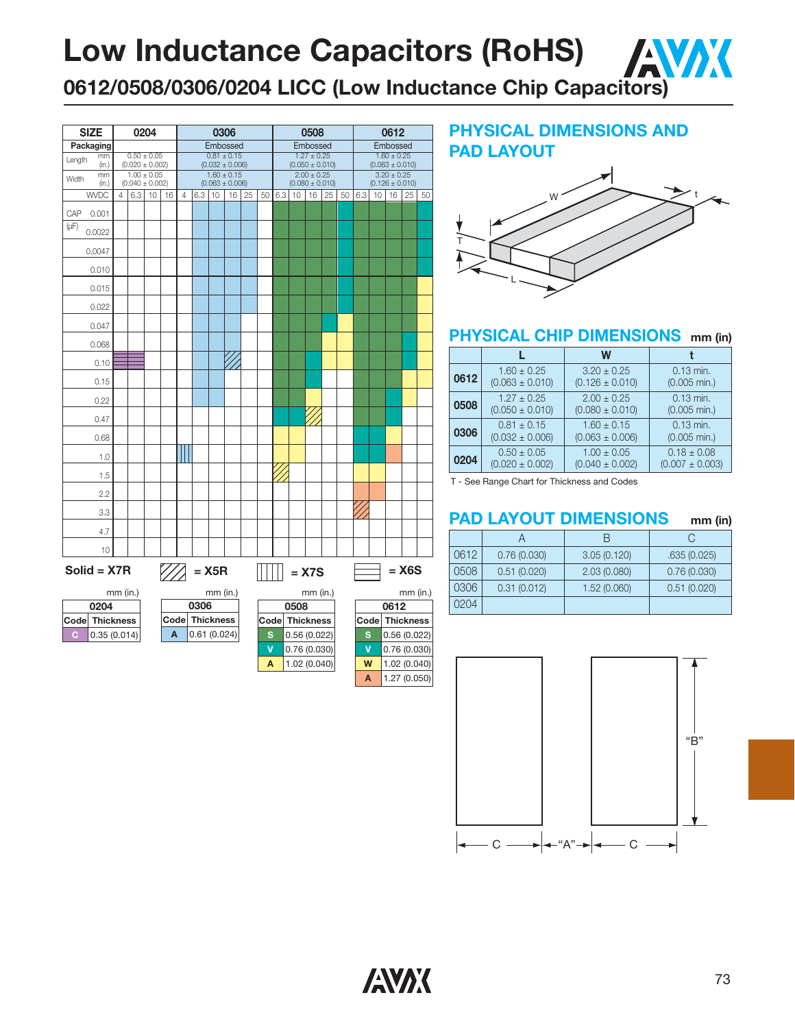# Low Inductance Capacitors (RoHS)

## 0612/0508/0306/0204 LICC (Low Inductance Chip Capacitors)

| SIZE | 0204 | 0306 | 0508 | 0612 |
|---|---|---|---|---|
| Packaging | | Embossed | Embossed | Embossed |
| Length mm (in.) | 0.50 ± 0.05 (0.020 ± 0.002) | 0.81 ± 0.15 (0.032 ± 0.006) | 1.27 ± 0.25 (0.050 ± 0.010) | 1.60 ± 0.25 (0.063 ± 0.010) |
| Width mm (in.) | 1.00 ± 0.05 (0.040 ± 0.002) | 1.60 ± 0.15 (0.063 ± 0.006) | 2.00 ± 0.25 (0.080 ± 0.010) | 3.20 ± 0.25 (0.126 ± 0.010) |
| WVDC | 4, 6.3, 10, 16 | 4, 6.3, 10, 16, 25, 50 | 6.3, 10, 16, 25, 50 | 6.3, 10, 16, 25, 50 |

CAP (μF): 0.001, 0.0022, 0.0047, 0.010, 0.015, 0.022, 0.047, 0.068, 0.10, 0.15, 0.22, 0.47, 0.68, 1.0, 1.5, 2.2, 3.3, 4.7, 10

Solid = X7R = X5R = X7S = X6S

mm (in.)

| 0204 | |
|---|---|
| Code | Thickness |
| C | 0.35 (0.014) |

| 0306 | |
|---|---|
| Code | Thickness |
| A | 0.61 (0.024) |

| 0508 | |
|---|---|
| Code | Thickness |
| S | 0.56 (0.022) |
| V | 0.76 (0.030) |
| A | 1.02 (0.040) |

| 0612 | |
|---|---|
| Code | Thickness |
| S | 0.56 (0.022) |
| V | 0.76 (0.030) |
| W | 1.02 (0.040) |
| A | 1.27 (0.050) |

## PHYSICAL DIMENSIONS AND PAD LAYOUT

W t T L

## PHYSICAL CHIP DIMENSIONS mm (in)

| | L | W | t |
|---|---|---|---|
| 0612 | 1.60 ± 0.25 (0.063 ± 0.010) | 3.20 ± 0.25 (0.126 ± 0.010) | 0.13 min. (0.005 min.) |
| 0508 | 1.27 ± 0.25 (0.050 ± 0.010) | 2.00 ± 0.25 (0.080 ± 0.010) | 0.13 min. (0.005 min.) |
| 0306 | 0.81 ± 0.15 (0.032 ± 0.006) | 1.60 ± 0.15 (0.063 ± 0.006) | 0.13 min. (0.005 min.) |
| 0204 | 0.50 ± 0.05 (0.020 ± 0.002) | 1.00 ± 0.05 (0.040 ± 0.002) | 0.18 ± 0.08 (0.007 ± 0.003) |

T - See Range Chart for Thickness and Codes

## PAD LAYOUT DIMENSIONS mm (in)

| | A | B | C |
|---|---|---|---|
| 0612 | 0.76 (0.030) | 3.05 (0.120) | .635 (0.025) |
| 0508 | 0.51 (0.020) | 2.03 (0.080) | 0.76 (0.030) |
| 0306 | 0.31 (0.012) | 1.52 (0.060) | 0.51 (0.020) |
| 0204 | | | |

"B"

C "A" C